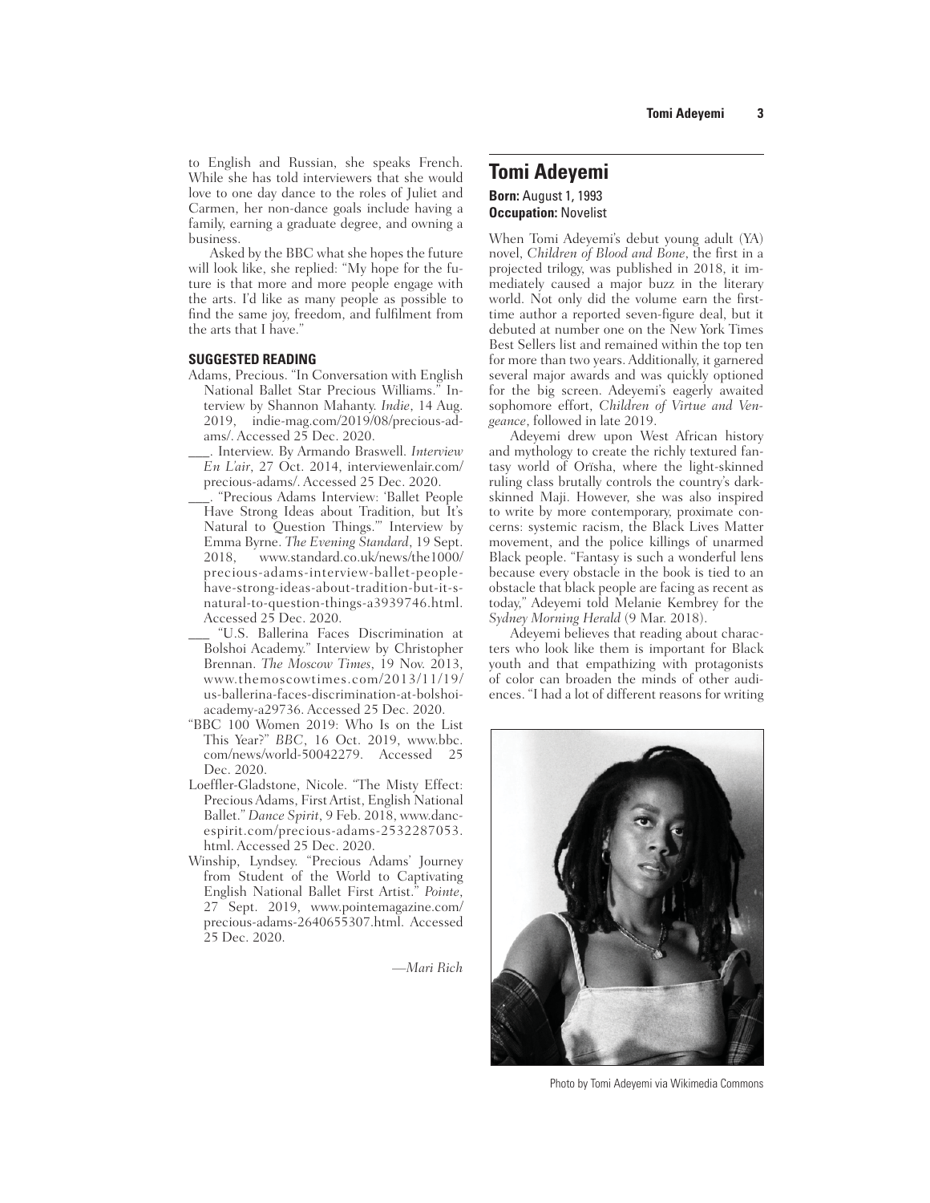to English and Russian, she speaks French. While she has told interviewers that she would love to one day dance to the roles of Juliet and Carmen, her non-dance goals include having a family, earning a graduate degree, and owning a business.

Asked by the BBC what she hopes the future will look like, she replied: "My hope for the future is that more and more people engage with the arts. I'd like as many people as possible to find the same joy, freedom, and fulfilment from the arts that I have."

**SUGGESTED READING**

Adams, Precious. "In Conversation with English National Ballet Star Precious Williams." Interview by Shannon Mahanty. *Indie*, 14 Aug. 2019, indie-mag.com/2019/08/precious-adams/. Accessed 25 Dec. 2020.

___. Interview. By Armando Braswell. *Interview En L'air*, 27 Oct. 2014, interviewenlair.com/precious-adams/. Accessed 25 Dec. 2020.

___. "Precious Adams Interview: 'Ballet People Have Strong Ideas about Tradition, but It's Natural to Question Things.'" Interview by Emma Byrne. *The Evening Standard*, 19 Sept. 2018, www.standard.co.uk/news/the1000/precious-adams-interview-ballet-people-have-strong-ideas-about-tradition-but-it-s-natural-to-question-things-a3939746.html. Accessed 25 Dec. 2020.

___ "U.S. Ballerina Faces Discrimination at Bolshoi Academy." Interview by Christopher Brennan. *The Moscow Times*, 19 Nov. 2013, www.themoscowtimes.com/2013/11/19/us-ballerina-faces-discrimination-at-bolshoi-academy-a29736. Accessed 25 Dec. 2020.

"BBC 100 Women 2019: Who Is on the List This Year?" *BBC*, 16 Oct. 2019, www.bbc.com/news/world-50042279. Accessed 25 Dec. 2020.

Loeffler-Gladstone, Nicole. "The Misty Effect: Precious Adams, First Artist, English National Ballet." *Dance Spirit*, 9 Feb. 2018, www.dancespirit.com/precious-adams-2532287053.html. Accessed 25 Dec. 2020.

Winship, Lyndsey. "Precious Adams' Journey from Student of the World to Captivating English National Ballet First Artist." *Pointe*, 27 Sept. 2019, www.pointemagazine.com/precious-adams-2640655307.html. Accessed 25 Dec. 2020.

*—Mari Rich*

## Tomi Adeyemi

**Born:** August 1, 1993
**Occupation:** Novelist

When Tomi Adeyemi's debut young adult (YA) novel, *Children of Blood and Bone*, the first in a projected trilogy, was published in 2018, it immediately caused a major buzz in the literary world. Not only did the volume earn the first-time author a reported seven-figure deal, but it debuted at number one on the New York Times Best Sellers list and remained within the top ten for more than two years. Additionally, it garnered several major awards and was quickly optioned for the big screen. Adeyemi's eagerly awaited sophomore effort, *Children of Virtue and Vengeance*, followed in late 2019.

Adeyemi drew upon West African history and mythology to create the richly textured fantasy world of Orïsha, where the light-skinned ruling class brutally controls the country's dark-skinned Maji. However, she was also inspired to write by more contemporary, proximate concerns: systemic racism, the Black Lives Matter movement, and the police killings of unarmed Black people. "Fantasy is such a wonderful lens because every obstacle in the book is tied to an obstacle that black people are facing as recent as today," Adeyemi told Melanie Kembrey for the *Sydney Morning Herald* (9 Mar. 2018).

Adeyemi believes that reading about characters who look like them is important for Black youth and that empathizing with protagonists of color can broaden the minds of other audiences. "I had a lot of different reasons for writing

Photo by Tomi Adeyemi via Wikimedia Commons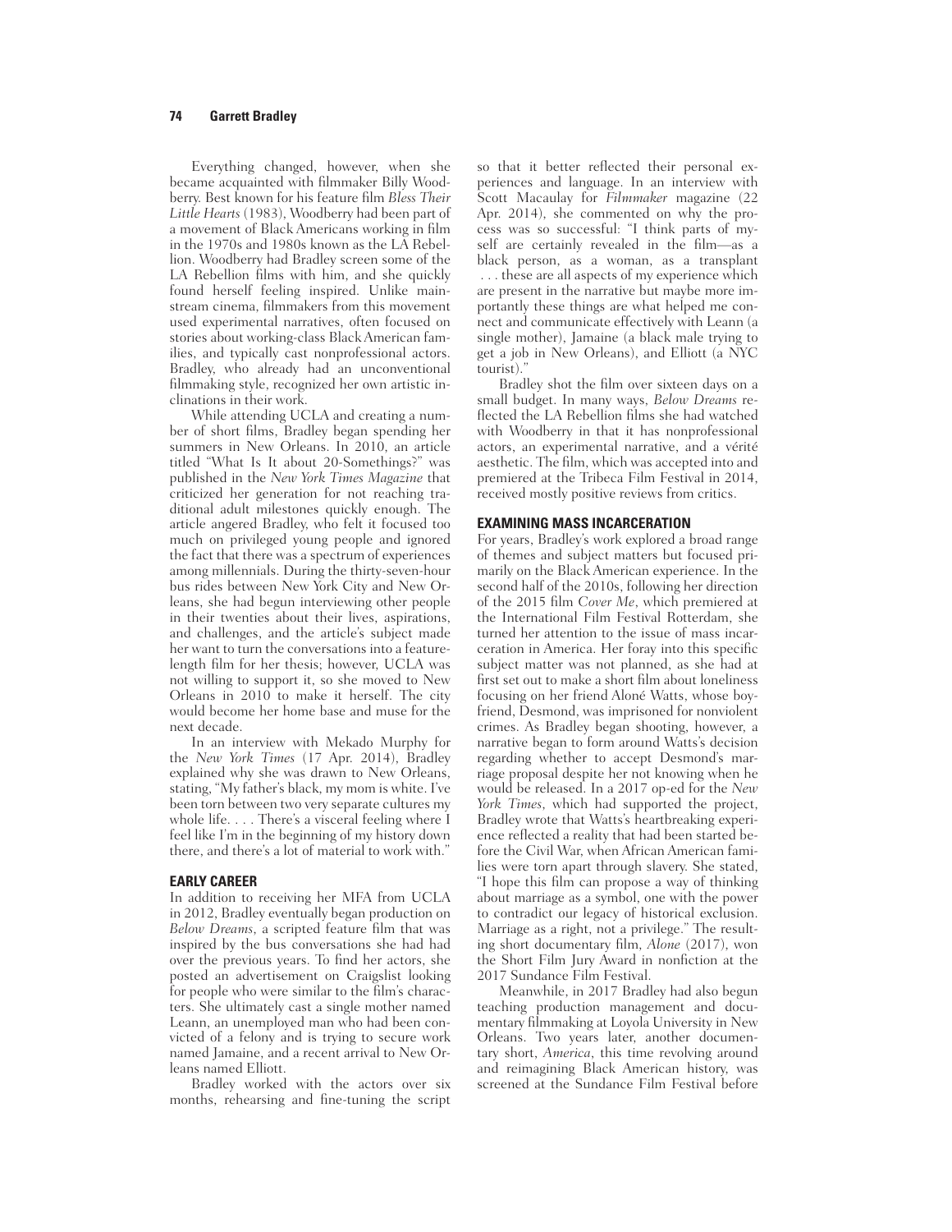Everything changed, however, when she became acquainted with filmmaker Billy Woodberry. Best known for his feature film *Bless Their Little Hearts* (1983), Woodberry had been part of a movement of Black Americans working in film in the 1970s and 1980s known as the LA Rebellion. Woodberry had Bradley screen some of the LA Rebellion films with him, and she quickly found herself feeling inspired. Unlike mainstream cinema, filmmakers from this movement used experimental narratives, often focused on stories about working-class Black American families, and typically cast nonprofessional actors. Bradley, who already had an unconventional filmmaking style, recognized her own artistic inclinations in their work.

While attending UCLA and creating a number of short films, Bradley began spending her summers in New Orleans. In 2010, an article titled "What Is It about 20-Somethings?" was published in the *New York Times Magazine* that criticized her generation for not reaching traditional adult milestones quickly enough. The article angered Bradley, who felt it focused too much on privileged young people and ignored the fact that there was a spectrum of experiences among millennials. During the thirty-seven-hour bus rides between New York City and New Orleans, she had begun interviewing other people in their twenties about their lives, aspirations, and challenges, and the article's subject made her want to turn the conversations into a feature-length film for her thesis; however, UCLA was not willing to support it, so she moved to New Orleans in 2010 to make it herself. The city would become her home base and muse for the next decade.

In an interview with Mekado Murphy for the *New York Times* (17 Apr. 2014), Bradley explained why she was drawn to New Orleans, stating, "My father's black, my mom is white. I've been torn between two very separate cultures my whole life. . . . There's a visceral feeling where I feel like I'm in the beginning of my history down there, and there's a lot of material to work with."

## EARLY CAREER

In addition to receiving her MFA from UCLA in 2012, Bradley eventually began production on *Below Dreams*, a scripted feature film that was inspired by the bus conversations she had had over the previous years. To find her actors, she posted an advertisement on Craigslist looking for people who were similar to the film's characters. She ultimately cast a single mother named Leann, an unemployed man who had been convicted of a felony and is trying to secure work named Jamaine, and a recent arrival to New Orleans named Elliott.

Bradley worked with the actors over six months, rehearsing and fine-tuning the script so that it better reflected their personal experiences and language. In an interview with Scott Macaulay for *Filmmaker* magazine (22 Apr. 2014), she commented on why the process was so successful: "I think parts of myself are certainly revealed in the film—as a black person, as a woman, as a transplant . . . these are all aspects of my experience which are present in the narrative but maybe more importantly these things are what helped me connect and communicate effectively with Leann (a single mother), Jamaine (a black male trying to get a job in New Orleans), and Elliott (a NYC tourist)."

Bradley shot the film over sixteen days on a small budget. In many ways, *Below Dreams* reflected the LA Rebellion films she had watched with Woodberry in that it has nonprofessional actors, an experimental narrative, and a vérité aesthetic. The film, which was accepted into and premiered at the Tribeca Film Festival in 2014, received mostly positive reviews from critics.

## EXAMINING MASS INCARCERATION

For years, Bradley's work explored a broad range of themes and subject matters but focused primarily on the Black American experience. In the second half of the 2010s, following her direction of the 2015 film *Cover Me*, which premiered at the International Film Festival Rotterdam, she turned her attention to the issue of mass incarceration in America. Her foray into this specific subject matter was not planned, as she had at first set out to make a short film about loneliness focusing on her friend Aloné Watts, whose boyfriend, Desmond, was imprisoned for nonviolent crimes. As Bradley began shooting, however, a narrative began to form around Watts's decision regarding whether to accept Desmond's marriage proposal despite her not knowing when he would be released. In a 2017 op-ed for the *New York Times*, which had supported the project, Bradley wrote that Watts's heartbreaking experience reflected a reality that had been started before the Civil War, when African American families were torn apart through slavery. She stated, "I hope this film can propose a way of thinking about marriage as a symbol, one with the power to contradict our legacy of historical exclusion. Marriage as a right, not a privilege." The resulting short documentary film, *Alone* (2017), won the Short Film Jury Award in nonfiction at the 2017 Sundance Film Festival.

Meanwhile, in 2017 Bradley had also begun teaching production management and documentary filmmaking at Loyola University in New Orleans. Two years later, another documentary short, *America*, this time revolving around and reimagining Black American history, was screened at the Sundance Film Festival before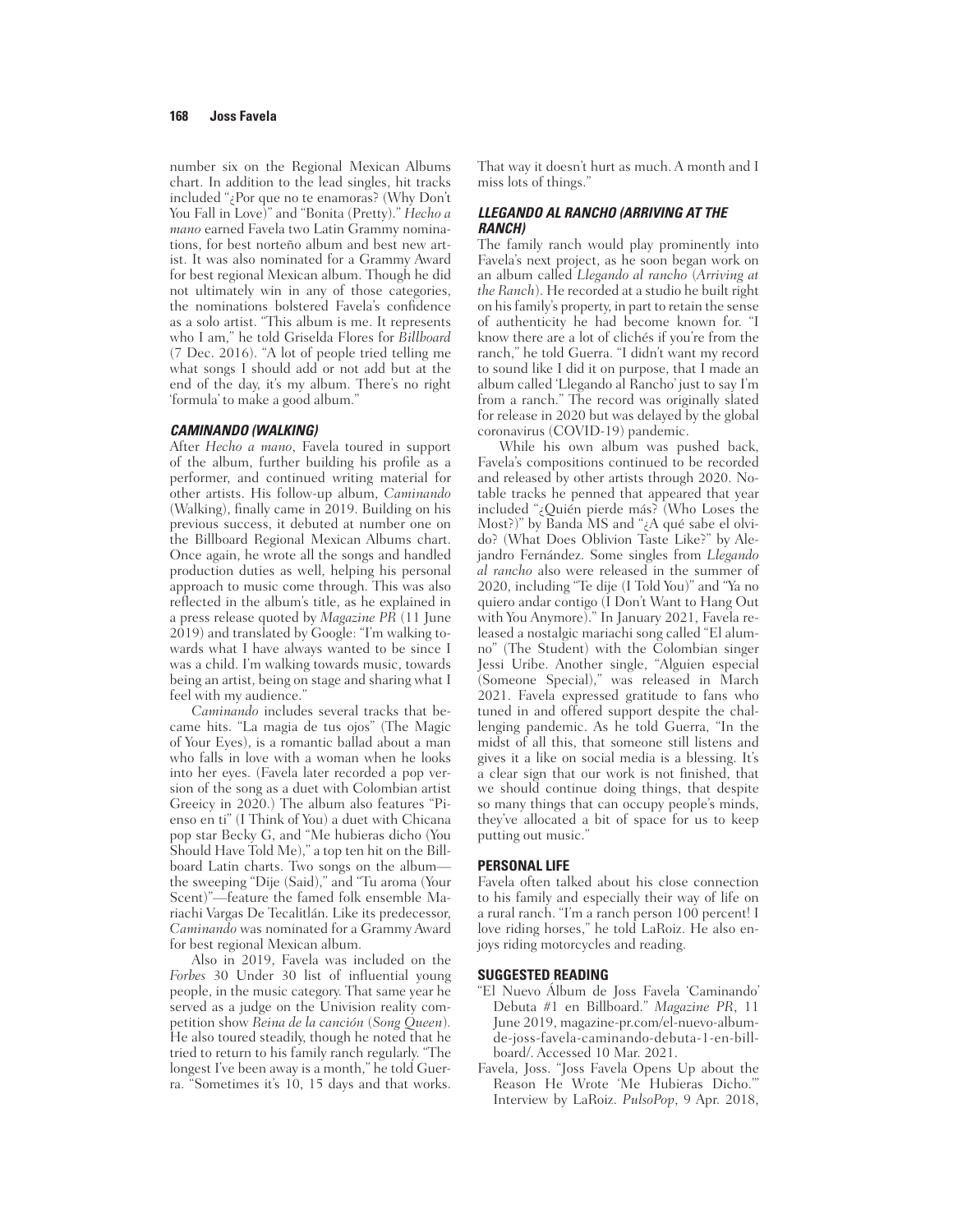number six on the Regional Mexican Albums chart. In addition to the lead singles, hit tracks included "¿Por que no te enamoras? (Why Don't You Fall in Love)" and "Bonita (Pretty)." *Hecho a mano* earned Favela two Latin Grammy nominations, for best norteño album and best new artist. It was also nominated for a Grammy Award for best regional Mexican album. Though he did not ultimately win in any of those categories, the nominations bolstered Favela's confidence as a solo artist. "This album is me. It represents who I am," he told Griselda Flores for *Billboard* (7 Dec. 2016). "A lot of people tried telling me what songs I should add or not add but at the end of the day, it's my album. There's no right 'formula' to make a good album."

### *CAMINANDO (WALKING)*

After *Hecho a mano*, Favela toured in support of the album, further building his profile as a performer, and continued writing material for other artists. His follow-up album, *Caminando* (Walking), finally came in 2019. Building on his previous success, it debuted at number one on the Billboard Regional Mexican Albums chart. Once again, he wrote all the songs and handled production duties as well, helping his personal approach to music come through. This was also reflected in the album's title, as he explained in a press release quoted by *Magazine PR* (11 June 2019) and translated by Google: "I'm walking towards what I have always wanted to be since I was a child. I'm walking towards music, towards being an artist, being on stage and sharing what I feel with my audience."

*Caminando* includes several tracks that became hits. "La magia de tus ojos" (The Magic of Your Eyes), is a romantic ballad about a man who falls in love with a woman when he looks into her eyes. (Favela later recorded a pop version of the song as a duet with Colombian artist Greeicy in 2020.) The album also features "Pienso en ti" (I Think of You) a duet with Chicana pop star Becky G, and "Me hubieras dicho (You Should Have Told Me)," a top ten hit on the Billboard Latin charts. Two songs on the album—the sweeping "Dije (Said)," and "Tu aroma (Your Scent)"—feature the famed folk ensemble Mariachi Vargas De Tecalitlán. Like its predecessor, *Caminando* was nominated for a Grammy Award for best regional Mexican album.

Also in 2019, Favela was included on the *Forbes* 30 Under 30 list of influential young people, in the music category. That same year he served as a judge on the Univision reality competition show *Reina de la canción* (*Song Queen*). He also toured steadily, though he noted that he tried to return to his family ranch regularly. "The longest I've been away is a month," he told Guerra. "Sometimes it's 10, 15 days and that works. That way it doesn't hurt as much. A month and I miss lots of things."

### *LLEGANDO AL RANCHO (ARRIVING AT THE RANCH)*

The family ranch would play prominently into Favela's next project, as he soon began work on an album called *Llegando al rancho* (*Arriving at the Ranch*). He recorded at a studio he built right on his family's property, in part to retain the sense of authenticity he had become known for. "I know there are a lot of clichés if you're from the ranch," he told Guerra. "I didn't want my record to sound like I did it on purpose, that I made an album called 'Llegando al Rancho' just to say I'm from a ranch." The record was originally slated for release in 2020 but was delayed by the global coronavirus (COVID-19) pandemic.

While his own album was pushed back, Favela's compositions continued to be recorded and released by other artists through 2020. Notable tracks he penned that appeared that year included "¿Quién pierde más? (Who Loses the Most?)" by Banda MS and "¿A qué sabe el olvido? (What Does Oblivion Taste Like?" by Alejandro Fernández. Some singles from *Llegando al rancho* also were released in the summer of 2020, including "Te dije (I Told You)" and "Ya no quiero andar contigo (I Don't Want to Hang Out with You Anymore)." In January 2021, Favela released a nostalgic mariachi song called "El alumno" (The Student) with the Colombian singer Jessi Uribe. Another single, "Alguien especial (Someone Special)," was released in March 2021. Favela expressed gratitude to fans who tuned in and offered support despite the challenging pandemic. As he told Guerra, "In the midst of all this, that someone still listens and gives it a like on social media is a blessing. It's a clear sign that our work is not finished, that we should continue doing things, that despite so many things that can occupy people's minds, they've allocated a bit of space for us to keep putting out music."

### PERSONAL LIFE

Favela often talked about his close connection to his family and especially their way of life on a rural ranch. "I'm a ranch person 100 percent! I love riding horses," he told LaRoiz. He also enjoys riding motorcycles and reading.

### SUGGESTED READING

"El Nuevo Álbum de Joss Favela 'Caminando' Debuta #1 en Billboard." *Magazine PR*, 11 June 2019, magazine-pr.com/el-nuevo-album-de-joss-favela-caminando-debuta-1-en-billboard/. Accessed 10 Mar. 2021.

Favela, Joss. "Joss Favela Opens Up about the Reason He Wrote 'Me Hubieras Dicho.'" Interview by LaRoiz. *PulsoPop*, 9 Apr. 2018,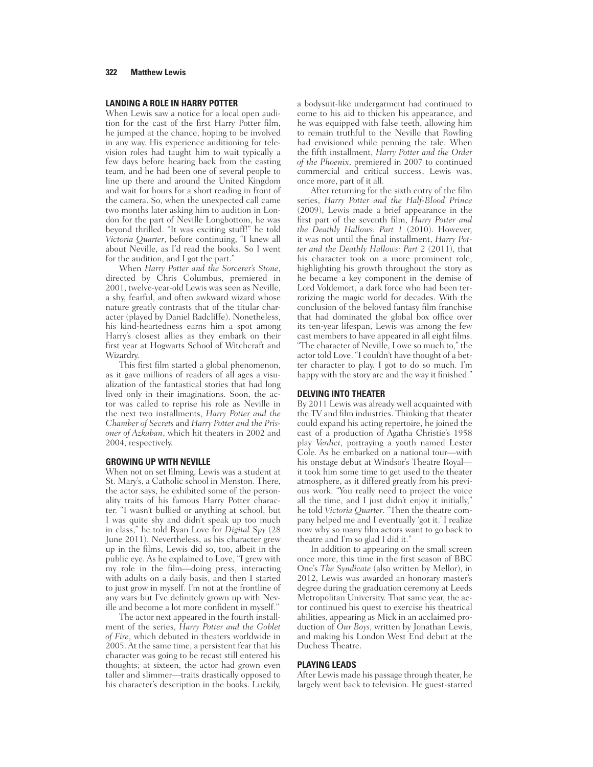## LANDING A ROLE IN HARRY POTTER

When Lewis saw a notice for a local open audition for the cast of the first Harry Potter film, he jumped at the chance, hoping to be involved in any way. His experience auditioning for television roles had taught him to wait typically a few days before hearing back from the casting team, and he had been one of several people to line up there and around the United Kingdom and wait for hours for a short reading in front of the camera. So, when the unexpected call came two months later asking him to audition in London for the part of Neville Longbottom, he was beyond thrilled. "It was exciting stuff!" he told *Victoria Quarter*, before continuing, "I knew all about Neville, as I'd read the books. So I went for the audition, and I got the part."

When *Harry Potter and the Sorcerer's Stone*, directed by Chris Columbus, premiered in 2001, twelve-year-old Lewis was seen as Neville, a shy, fearful, and often awkward wizard whose nature greatly contrasts that of the titular character (played by Daniel Radcliffe). Nonetheless, his kind-heartedness earns him a spot among Harry's closest allies as they embark on their first year at Hogwarts School of Witchcraft and Wizardry.

This first film started a global phenomenon, as it gave millions of readers of all ages a visualization of the fantastical stories that had long lived only in their imaginations. Soon, the actor was called to reprise his role as Neville in the next two installments, *Harry Potter and the Chamber of Secrets* and *Harry Potter and the Prisoner of Azkaban*, which hit theaters in 2002 and 2004, respectively.

## GROWING UP WITH NEVILLE

When not on set filming, Lewis was a student at St. Mary's, a Catholic school in Menston. There, the actor says, he exhibited some of the personality traits of his famous Harry Potter character. "I wasn't bullied or anything at school, but I was quite shy and didn't speak up too much in class," he told Ryan Love for *Digital Spy* (28 June 2011). Nevertheless, as his character grew up in the films, Lewis did so, too, albeit in the public eye. As he explained to Love, "I grew with my role in the film—doing press, interacting with adults on a daily basis, and then I started to just grow in myself. I'm not at the frontline of any wars but I've definitely grown up with Neville and become a lot more confident in myself."

The actor next appeared in the fourth installment of the series, *Harry Potter and the Goblet of Fire*, which debuted in theaters worldwide in 2005. At the same time, a persistent fear that his character was going to be recast still entered his thoughts; at sixteen, the actor had grown even taller and slimmer—traits drastically opposed to his character's description in the books. Luckily, a bodysuit-like undergarment had continued to come to his aid to thicken his appearance, and he was equipped with false teeth, allowing him to remain truthful to the Neville that Rowling had envisioned while penning the tale. When the fifth installment, *Harry Potter and the Order of the Phoenix*, premiered in 2007 to continued commercial and critical success, Lewis was, once more, part of it all.

After returning for the sixth entry of the film series, *Harry Potter and the Half-Blood Prince* (2009), Lewis made a brief appearance in the first part of the seventh film, *Harry Potter and the Deathly Hallows: Part 1* (2010). However, it was not until the final installment, *Harry Potter and the Deathly Hallows: Part 2* (2011), that his character took on a more prominent role, highlighting his growth throughout the story as he became a key component in the demise of Lord Voldemort, a dark force who had been terrorizing the magic world for decades. With the conclusion of the beloved fantasy film franchise that had dominated the global box office over its ten-year lifespan, Lewis was among the few cast members to have appeared in all eight films. "The character of Neville, I owe so much to," the actor told Love. "I couldn't have thought of a better character to play. I got to do so much. I'm happy with the story arc and the way it finished."

## DELVING INTO THEATER

By 2011 Lewis was already well acquainted with the TV and film industries. Thinking that theater could expand his acting repertoire, he joined the cast of a production of Agatha Christie's 1958 play *Verdict*, portraying a youth named Lester Cole. As he embarked on a national tour—with his onstage debut at Windsor's Theatre Royal—it took him some time to get used to the theater atmosphere, as it differed greatly from his previous work. "You really need to project the voice all the time, and I just didn't enjoy it initially," he told *Victoria Quarter*. "Then the theatre company helped me and I eventually 'got it.' I realize now why so many film actors want to go back to theatre and I'm so glad I did it."

In addition to appearing on the small screen once more, this time in the first season of BBC One's *The Syndicate* (also written by Mellor), in 2012, Lewis was awarded an honorary master's degree during the graduation ceremony at Leeds Metropolitan University. That same year, the actor continued his quest to exercise his theatrical abilities, appearing as Mick in an acclaimed production of *Our Boys*, written by Jonathan Lewis, and making his London West End debut at the Duchess Theatre.

## PLAYING LEADS

After Lewis made his passage through theater, he largely went back to television. He guest-starred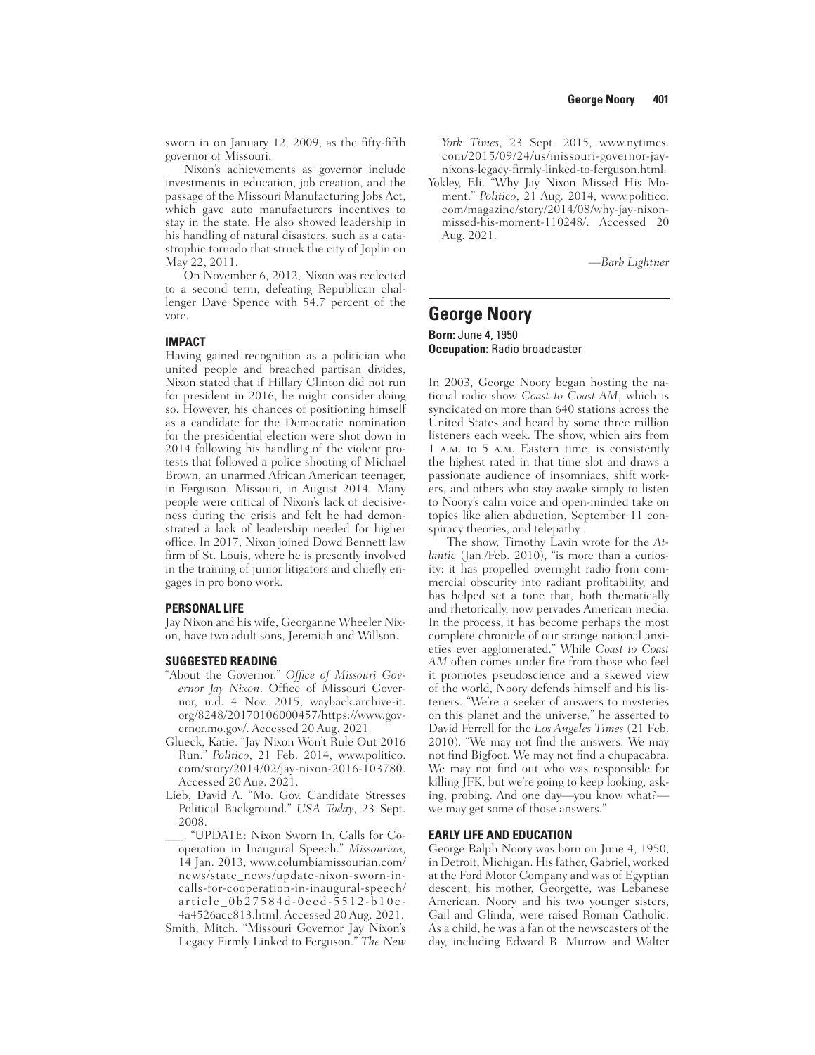sworn in on January 12, 2009, as the fifty-fifth governor of Missouri.

Nixon's achievements as governor include investments in education, job creation, and the passage of the Missouri Manufacturing Jobs Act, which gave auto manufacturers incentives to stay in the state. He also showed leadership in his handling of natural disasters, such as a catastrophic tornado that struck the city of Joplin on May 22, 2011.

On November 6, 2012, Nixon was reelected to a second term, defeating Republican challenger Dave Spence with 54.7 percent of the vote.

### IMPACT

Having gained recognition as a politician who united people and breached partisan divides, Nixon stated that if Hillary Clinton did not run for president in 2016, he might consider doing so. However, his chances of positioning himself as a candidate for the Democratic nomination for the presidential election were shot down in 2014 following his handling of the violent protests that followed a police shooting of Michael Brown, an unarmed African American teenager, in Ferguson, Missouri, in August 2014. Many people were critical of Nixon's lack of decisiveness during the crisis and felt he had demonstrated a lack of leadership needed for higher office. In 2017, Nixon joined Dowd Bennett law firm of St. Louis, where he is presently involved in the training of junior litigators and chiefly engages in pro bono work.

### PERSONAL LIFE

Jay Nixon and his wife, Georganne Wheeler Nixon, have two adult sons, Jeremiah and Willson.

### SUGGESTED READING

"About the Governor." *Office of Missouri Governor Jay Nixon*. Office of Missouri Governor, n.d. 4 Nov. 2015, wayback.archive-it.org/8248/20170106000457/https://www.governor.mo.gov/. Accessed 20 Aug. 2021.

Glueck, Katie. "Jay Nixon Won't Rule Out 2016 Run." *Politico*, 21 Feb. 2014, www.politico.com/story/2014/02/jay-nixon-2016-103780. Accessed 20 Aug. 2021.

Lieb, David A. "Mo. Gov. Candidate Stresses Political Background." *USA Today*, 23 Sept. 2008.

___. "UPDATE: Nixon Sworn In, Calls for Cooperation in Inaugural Speech." *Missourian*, 14 Jan. 2013, www.columbiamissourian.com/news/state_news/update-nixon-sworn-in-calls-for-cooperation-in-inaugural-speech/article_0b27584d-0eed-5512-b10c-4a4526acc813.html. Accessed 20 Aug. 2021.

Smith, Mitch. "Missouri Governor Jay Nixon's Legacy Firmly Linked to Ferguson." *The New York Times*, 23 Sept. 2015, www.nytimes.com/2015/09/24/us/missouri-governor-jay-nixons-legacy-firmly-linked-to-ferguson.html.

Yokley, Eli. "Why Jay Nixon Missed His Moment." *Politico*, 21 Aug. 2014, www.politico.com/magazine/story/2014/08/why-jay-nixon-missed-his-moment-110248/. Accessed 20 Aug. 2021.

*—Barb Lightner*

## George Noory

**Born:** June 4, 1950
**Occupation:** Radio broadcaster

In 2003, George Noory began hosting the national radio show *Coast to Coast AM*, which is syndicated on more than 640 stations across the United States and heard by some three million listeners each week. The show, which airs from 1 A.M. to 5 A.M. Eastern time, is consistently the highest rated in that time slot and draws a passionate audience of insomniacs, shift workers, and others who stay awake simply to listen to Noory's calm voice and open-minded take on topics like alien abduction, September 11 conspiracy theories, and telepathy.

The show, Timothy Lavin wrote for the *Atlantic* (Jan./Feb. 2010), "is more than a curiosity: it has propelled overnight radio from commercial obscurity into radiant profitability, and has helped set a tone that, both thematically and rhetorically, now pervades American media. In the process, it has become perhaps the most complete chronicle of our strange national anxieties ever agglomerated." While *Coast to Coast AM* often comes under fire from those who feel it promotes pseudoscience and a skewed view of the world, Noory defends himself and his listeners. "We're a seeker of answers to mysteries on this planet and the universe," he asserted to David Ferrell for the *Los Angeles Times* (21 Feb. 2010). "We may not find the answers. We may not find Bigfoot. We may not find a chupacabra. We may not find out who was responsible for killing JFK, but we're going to keep looking, asking, probing. And one day—you know what?—we may get some of those answers."

### EARLY LIFE AND EDUCATION

George Ralph Noory was born on June 4, 1950, in Detroit, Michigan. His father, Gabriel, worked at the Ford Motor Company and was of Egyptian descent; his mother, Georgette, was Lebanese American. Noory and his two younger sisters, Gail and Glinda, were raised Roman Catholic. As a child, he was a fan of the newscasters of the day, including Edward R. Murrow and Walter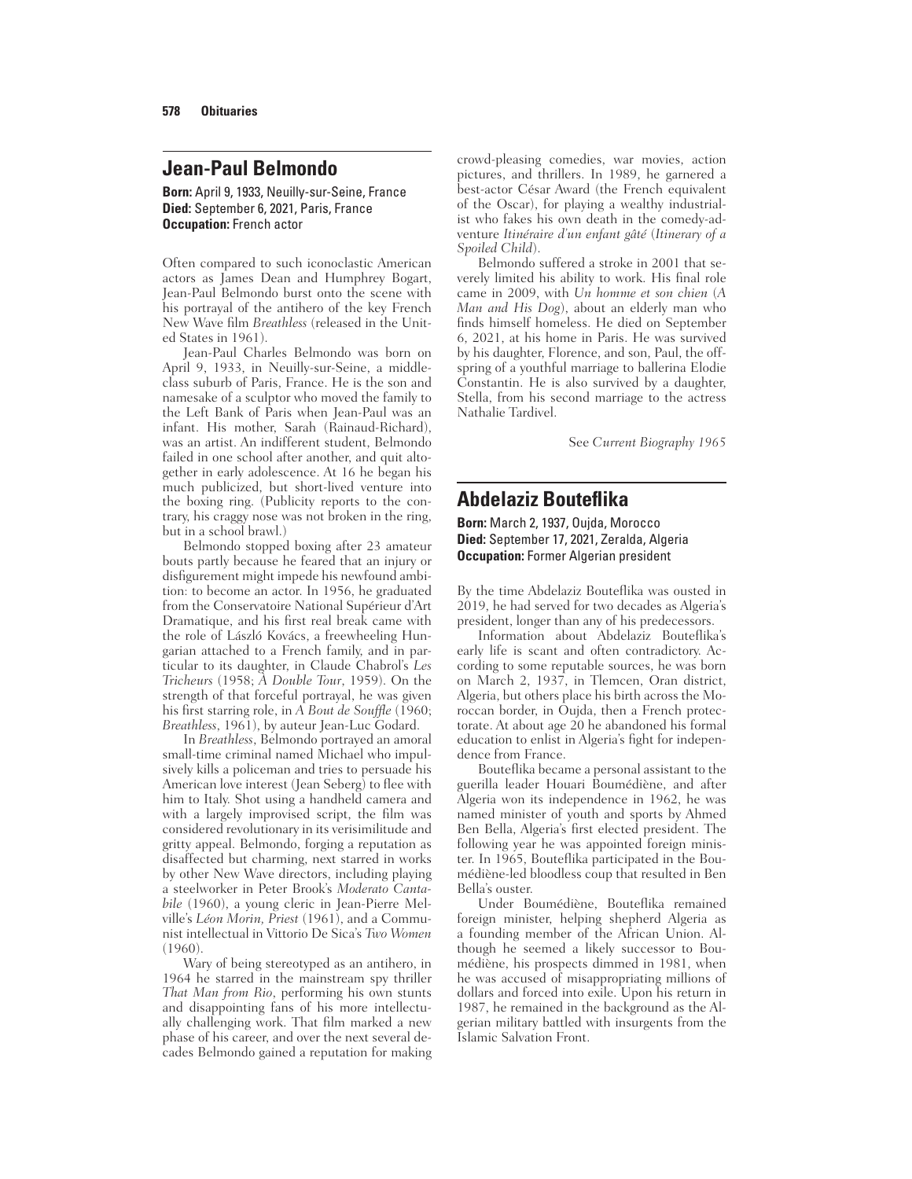## Jean-Paul Belmondo

**Born:** April 9, 1933, Neuilly-sur-Seine, France
**Died:** September 6, 2021, Paris, France
**Occupation:** French actor

Often compared to such iconoclastic American actors as James Dean and Humphrey Bogart, Jean-Paul Belmondo burst onto the scene with his portrayal of the antihero of the key French New Wave film *Breathless* (released in the United States in 1961).

Jean-Paul Charles Belmondo was born on April 9, 1933, in Neuilly-sur-Seine, a middle-class suburb of Paris, France. He is the son and namesake of a sculptor who moved the family to the Left Bank of Paris when Jean-Paul was an infant. His mother, Sarah (Rainaud-Richard), was an artist. An indifferent student, Belmondo failed in one school after another, and quit altogether in early adolescence. At 16 he began his much publicized, but short-lived venture into the boxing ring. (Publicity reports to the contrary, his craggy nose was not broken in the ring, but in a school brawl.)

Belmondo stopped boxing after 23 amateur bouts partly because he feared that an injury or disfigurement might impede his newfound ambition: to become an actor. In 1956, he graduated from the Conservatoire National Supérieur d'Art Dramatique, and his first real break came with the role of László Kovács, a freewheeling Hungarian attached to a French family, and in particular to its daughter, in Claude Chabrol's *Les Tricheurs* (1958; *À Double Tour*, 1959). On the strength of that forceful portrayal, he was given his first starring role, in *A Bout de Souffle* (1960; *Breathless*, 1961), by auteur Jean-Luc Godard.

In *Breathless*, Belmondo portrayed an amoral small-time criminal named Michael who impulsively kills a policeman and tries to persuade his American love interest (Jean Seberg) to flee with him to Italy. Shot using a handheld camera and with a largely improvised script, the film was considered revolutionary in its verisimilitude and gritty appeal. Belmondo, forging a reputation as disaffected but charming, next starred in works by other New Wave directors, including playing a steelworker in Peter Brook's *Moderato Cantabile* (1960), a young cleric in Jean-Pierre Melville's *Léon Morin, Priest* (1961), and a Communist intellectual in Vittorio De Sica's *Two Women* (1960).

Wary of being stereotyped as an antihero, in 1964 he starred in the mainstream spy thriller *That Man from Rio*, performing his own stunts and disappointing fans of his more intellectually challenging work. That film marked a new phase of his career, and over the next several decades Belmondo gained a reputation for making crowd-pleasing comedies, war movies, action pictures, and thrillers. In 1989, he garnered a best-actor César Award (the French equivalent of the Oscar), for playing a wealthy industrialist who fakes his own death in the comedy-adventure *Itinéraire d'un enfant gâté* (*Itinerary of a Spoiled Child*).

Belmondo suffered a stroke in 2001 that severely limited his ability to work. His final role came in 2009, with *Un homme et son chien* (*A Man and His Dog*), about an elderly man who finds himself homeless. He died on September 6, 2021, at his home in Paris. He was survived by his daughter, Florence, and son, Paul, the offspring of a youthful marriage to ballerina Elodie Constantin. He is also survived by a daughter, Stella, from his second marriage to the actress Nathalie Tardivel.

See *Current Biography 1965*

## Abdelaziz Bouteflika

**Born:** March 2, 1937, Oujda, Morocco
**Died:** September 17, 2021, Zeralda, Algeria
**Occupation:** Former Algerian president

By the time Abdelaziz Bouteflika was ousted in 2019, he had served for two decades as Algeria's president, longer than any of his predecessors.

Information about Abdelaziz Bouteflika's early life is scant and often contradictory. According to some reputable sources, he was born on March 2, 1937, in Tlemcen, Oran district, Algeria, but others place his birth across the Moroccan border, in Oujda, then a French protectorate. At about age 20 he abandoned his formal education to enlist in Algeria's fight for independence from France.

Bouteflika became a personal assistant to the guerilla leader Houari Boumédiène, and after Algeria won its independence in 1962, he was named minister of youth and sports by Ahmed Ben Bella, Algeria's first elected president. The following year he was appointed foreign minister. In 1965, Bouteflika participated in the Boumédiène-led bloodless coup that resulted in Ben Bella's ouster.

Under Boumédiène, Bouteflika remained foreign minister, helping shepherd Algeria as a founding member of the African Union. Although he seemed a likely successor to Boumédiène, his prospects dimmed in 1981, when he was accused of misappropriating millions of dollars and forced into exile. Upon his return in 1987, he remained in the background as the Algerian military battled with insurgents from the Islamic Salvation Front.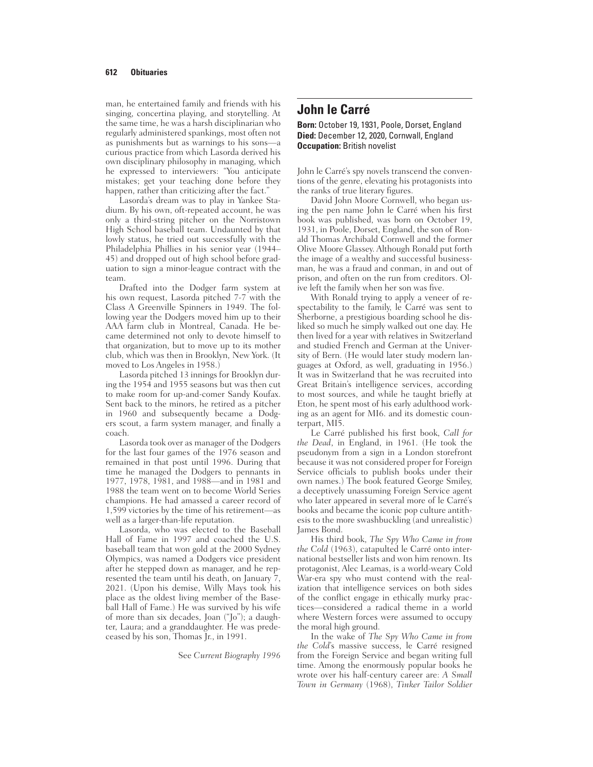man, he entertained family and friends with his singing, concertina playing, and storytelling. At the same time, he was a harsh disciplinarian who regularly administered spankings, most often not as punishments but as warnings to his sons—a curious practice from which Lasorda derived his own disciplinary philosophy in managing, which he expressed to interviewers: "You anticipate mistakes; get your teaching done before they happen, rather than criticizing after the fact."

Lasorda's dream was to play in Yankee Stadium. By his own, oft-repeated account, he was only a third-string pitcher on the Norristown High School baseball team. Undaunted by that lowly status, he tried out successfully with the Philadelphia Phillies in his senior year (1944–45) and dropped out of high school before graduation to sign a minor-league contract with the team.

Drafted into the Dodger farm system at his own request, Lasorda pitched 7-7 with the Class A Greenville Spinners in 1949. The following year the Dodgers moved him up to their AAA farm club in Montreal, Canada. He became determined not only to devote himself to that organization, but to move up to its mother club, which was then in Brooklyn, New York. (It moved to Los Angeles in 1958.)

Lasorda pitched 13 innings for Brooklyn during the 1954 and 1955 seasons but was then cut to make room for up-and-comer Sandy Koufax. Sent back to the minors, he retired as a pitcher in 1960 and subsequently became a Dodgers scout, a farm system manager, and finally a coach.

Lasorda took over as manager of the Dodgers for the last four games of the 1976 season and remained in that post until 1996. During that time he managed the Dodgers to pennants in 1977, 1978, 1981, and 1988—and in 1981 and 1988 the team went on to become World Series champions. He had amassed a career record of 1,599 victories by the time of his retirement—as well as a larger-than-life reputation.

Lasorda, who was elected to the Baseball Hall of Fame in 1997 and coached the U.S. baseball team that won gold at the 2000 Sydney Olympics, was named a Dodgers vice president after he stepped down as manager, and he represented the team until his death, on January 7, 2021. (Upon his demise, Willy Mays took his place as the oldest living member of the Baseball Hall of Fame.) He was survived by his wife of more than six decades, Joan ("Jo"); a daughter, Laura; and a granddaughter. He was predeceased by his son, Thomas Jr., in 1991.

See *Current Biography 1996*

## John le Carré

**Born:** October 19, 1931, Poole, Dorset, England
**Died:** December 12, 2020, Cornwall, England
**Occupation:** British novelist

John le Carré's spy novels transcend the conventions of the genre, elevating his protagonists into the ranks of true literary figures.

David John Moore Cornwell, who began using the pen name John le Carré when his first book was published, was born on October 19, 1931, in Poole, Dorset, England, the son of Ronald Thomas Archibald Cornwell and the former Olive Moore Glassey. Although Ronald put forth the image of a wealthy and successful businessman, he was a fraud and conman, in and out of prison, and often on the run from creditors. Olive left the family when her son was five.

With Ronald trying to apply a veneer of respectability to the family, le Carré was sent to Sherborne, a prestigious boarding school he disliked so much he simply walked out one day. He then lived for a year with relatives in Switzerland and studied French and German at the University of Bern. (He would later study modern languages at Oxford, as well, graduating in 1956.) It was in Switzerland that he was recruited into Great Britain's intelligence services, according to most sources, and while he taught briefly at Eton, he spent most of his early adulthood working as an agent for MI6. and its domestic counterpart, MI5.

Le Carré published his first book, *Call for the Dead*, in England, in 1961. (He took the pseudonym from a sign in a London storefront because it was not considered proper for Foreign Service officials to publish books under their own names.) The book featured George Smiley, a deceptively unassuming Foreign Service agent who later appeared in several more of le Carré's books and became the iconic pop culture antithesis to the more swashbuckling (and unrealistic) James Bond.

His third book, *The Spy Who Came in from the Cold* (1963), catapulted le Carré onto international bestseller lists and won him renown. Its protagonist, Alec Leamas, is a world-weary Cold War-era spy who must contend with the realization that intelligence services on both sides of the conflict engage in ethically murky practices—considered a radical theme in a world where Western forces were assumed to occupy the moral high ground.

In the wake of *The Spy Who Came in from the Cold*'s massive success, le Carré resigned from the Foreign Service and began writing full time. Among the enormously popular books he wrote over his half-century career are: *A Small Town in Germany* (1968), *Tinker Tailor Soldier*